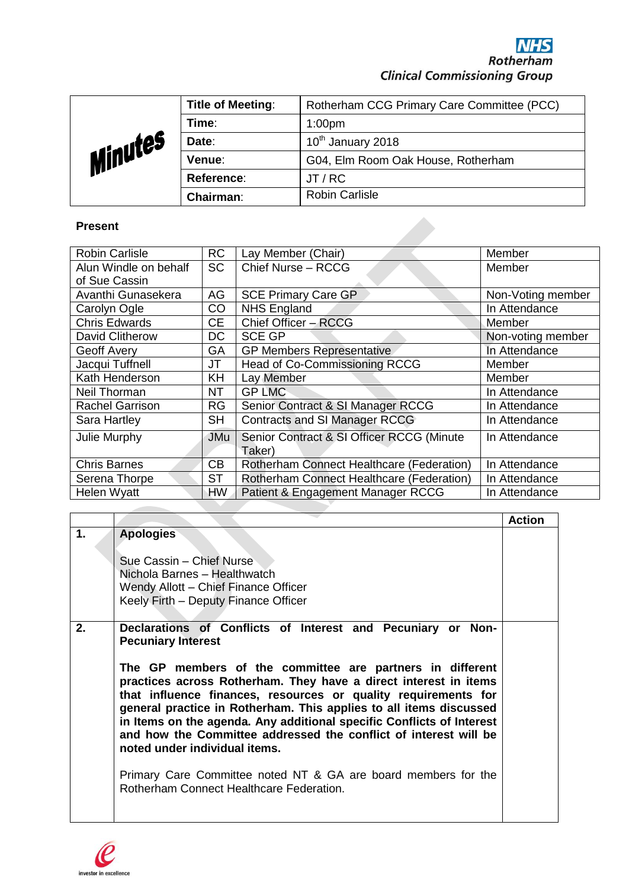NHS Rotherham Clinical Commissioning Group

# Minutes

| | |
|---|---|
| **Title of Meeting**: | Rotherham CCG Primary Care Committee (PCC) |
| **Time**: | 1:00pm |
| **Date**: | 10th January 2018 |
| **Venue**: | G04, Elm Room Oak House, Rotherham |
| **Reference**: | JT / RC |
| **Chairman**: | Robin Carlisle |

**Present**

| | | | |
|---|---|---|---|
| Robin Carlisle | RC | Lay Member (Chair) | Member |
| Alun Windle on behalf of Sue Cassin | SC | Chief Nurse – RCCG | Member |
| Avanthi Gunasekera | AG | SCE Primary Care GP | Non-Voting member |
| Carolyn Ogle | CO | NHS England | In Attendance |
| Chris Edwards | CE | Chief Officer – RCCG | Member |
| David Clitherow | DC | SCE GP | Non-voting member |
| Geoff Avery | GA | GP Members Representative | In Attendance |
| Jacqui Tuffnell | JT | Head of Co-Commissioning RCCG | Member |
| Kath Henderson | KH | Lay Member | Member |
| Neil Thorman | NT | GP LMC | In Attendance |
| Rachel Garrison | RG | Senior Contract & SI Manager RCCG | In Attendance |
| Sara Hartley | SH | Contracts and SI Manager RCCG | In Attendance |
| Julie Murphy | JMu | Senior Contract & SI Officer RCCG (Minute Taker) | In Attendance |
| Chris Barnes | CB | Rotherham Connect Healthcare (Federation) | In Attendance |
| Serena Thorpe | ST | Rotherham Connect Healthcare (Federation) | In Attendance |
| Helen Wyatt | HW | Patient & Engagement Manager RCCG | In Attendance |

| | | Action |
|---|---|---|
| **1.** | **Apologies**<br><br>Sue Cassin – Chief Nurse<br>Nichola Barnes – Healthwatch<br>Wendy Allott – Chief Finance Officer<br>Keely Firth – Deputy Finance Officer | |
| **2.** | **Declarations of Conflicts of Interest and Pecuniary or Non-Pecuniary Interest**<br><br>**The GP members of the committee are partners in different practices across Rotherham. They have a direct interest in items that influence finances, resources or quality requirements for general practice in Rotherham. This applies to all items discussed in Items on the agenda. Any additional specific Conflicts of Interest and how the Committee addressed the conflict of interest will be noted under individual items.**<br><br>Primary Care Committee noted NT & GA are board members for the Rotherham Connect Healthcare Federation. | |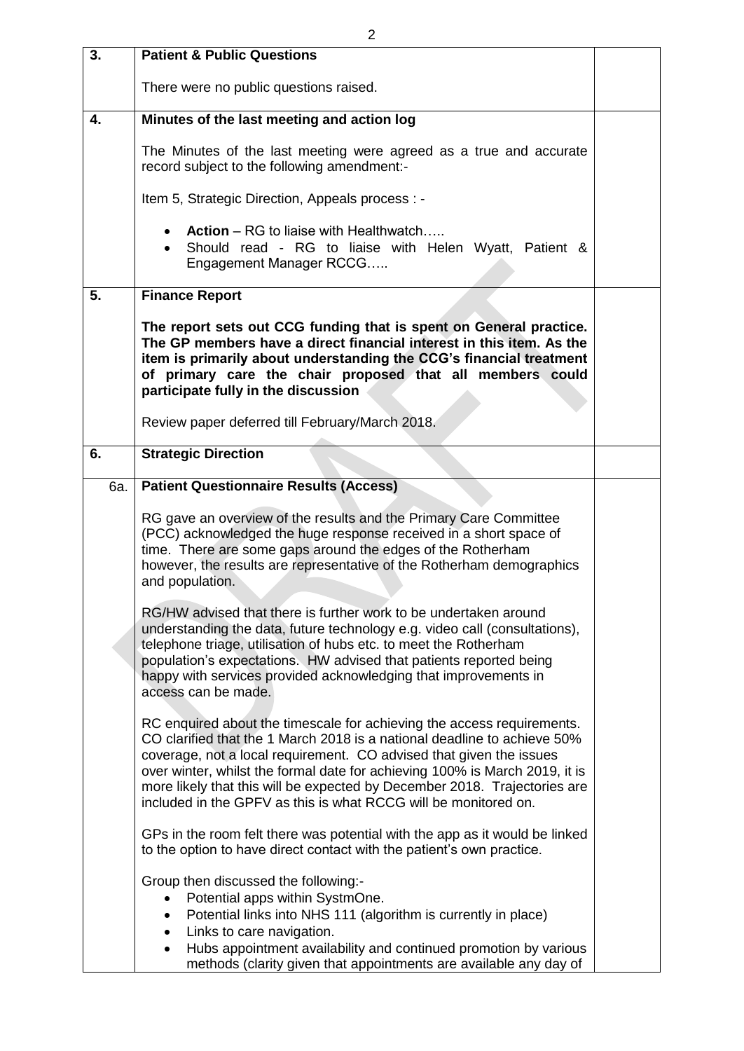| | | |
|---|---|---|
| **3.** | **Patient & Public Questions**<br><br>There were no public questions raised. | |
| **4.** | **Minutes of the last meeting and action log**<br><br>The Minutes of the last meeting were agreed as a true and accurate record subject to the following amendment:-<br><br>Item 5, Strategic Direction, Appeals process : -<br><br>• **Action** – RG to liaise with Healthwatch…..<br>• Should read - RG to liaise with Helen Wyatt, Patient & Engagement Manager RCCG….. | |
| **5.** | **Finance Report**<br><br>**The report sets out CCG funding that is spent on General practice. The GP members have a direct financial interest in this item. As the item is primarily about understanding the CCG's financial treatment of primary care the chair proposed that all members could participate fully in the discussion**<br><br>Review paper deferred till February/March 2018. | |
| **6.** | **Strategic Direction** | |
| 6a. | **Patient Questionnaire Results (Access)**<br><br>RG gave an overview of the results and the Primary Care Committee (PCC) acknowledged the huge response received in a short space of time. There are some gaps around the edges of the Rotherham however, the results are representative of the Rotherham demographics and population.<br><br>RG/HW advised that there is further work to be undertaken around understanding the data, future technology e.g. video call (consultations), telephone triage, utilisation of hubs etc. to meet the Rotherham population's expectations. HW advised that patients reported being happy with services provided acknowledging that improvements in access can be made.<br><br>RC enquired about the timescale for achieving the access requirements. CO clarified that the 1 March 2018 is a national deadline to achieve 50% coverage, not a local requirement. CO advised that given the issues over winter, whilst the formal date for achieving 100% is March 2019, it is more likely that this will be expected by December 2018. Trajectories are included in the GPFV as this is what RCCG will be monitored on.<br><br>GPs in the room felt there was potential with the app as it would be linked to the option to have direct contact with the patient's own practice.<br><br>Group then discussed the following:-<br>• Potential apps within SystmOne.<br>• Potential links into NHS 111 (algorithm is currently in place)<br>• Links to care navigation.<br>• Hubs appointment availability and continued promotion by various methods (clarity given that appointments are available any day of | |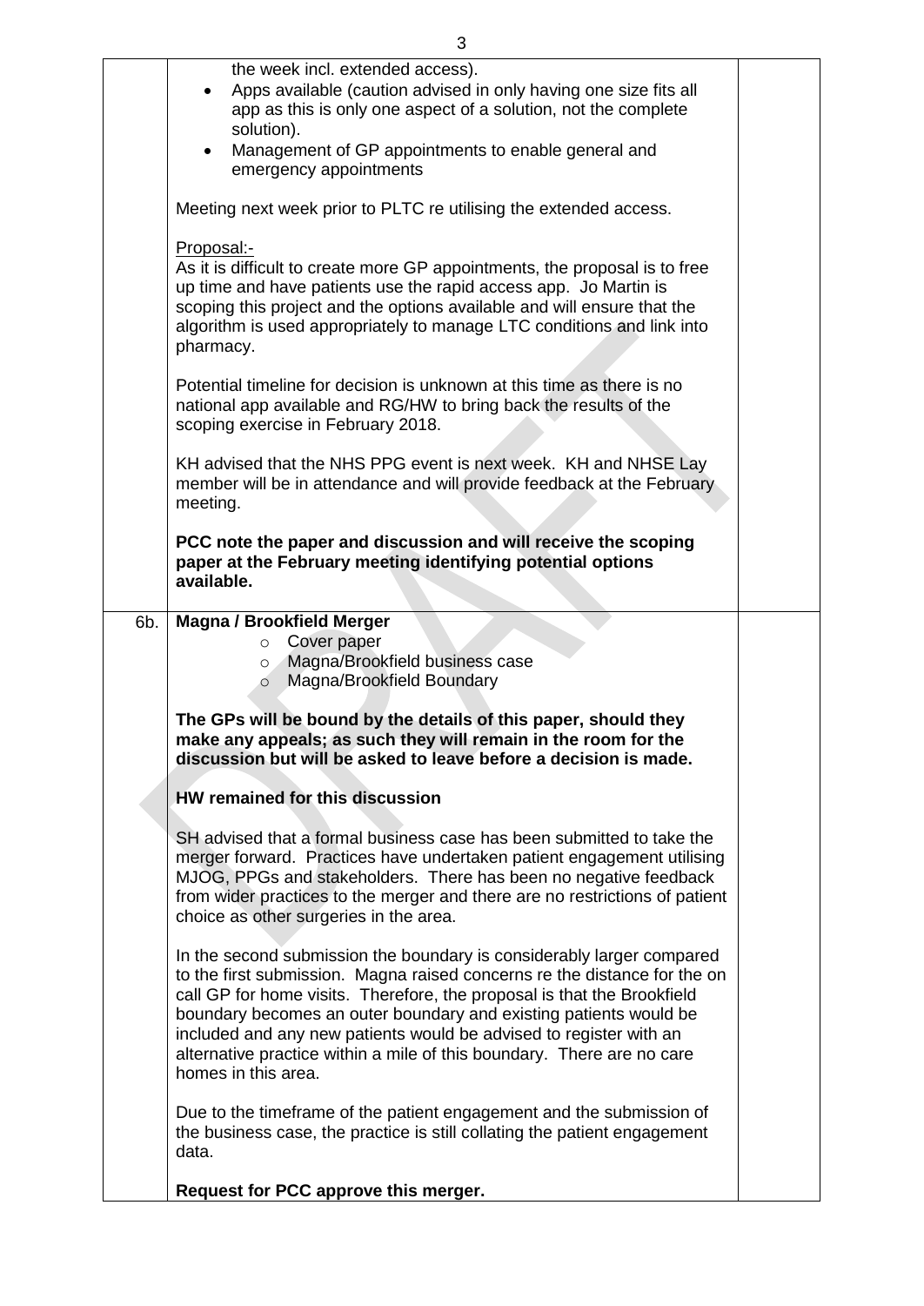| | | |
|---|---|---|
| | the week incl. extended access).<br>• Apps available (caution advised in only having one size fits all app as this is only one aspect of a solution, not the complete solution).<br>• Management of GP appointments to enable general and emergency appointments<br><br>Meeting next week prior to PLTC re utilising the extended access.<br><br>Proposal:-<br>As it is difficult to create more GP appointments, the proposal is to free up time and have patients use the rapid access app. Jo Martin is scoping this project and the options available and will ensure that the algorithm is used appropriately to manage LTC conditions and link into pharmacy.<br><br>Potential timeline for decision is unknown at this time as there is no national app available and RG/HW to bring back the results of the scoping exercise in February 2018.<br><br>KH advised that the NHS PPG event is next week. KH and NHSE Lay member will be in attendance and will provide feedback at the February meeting.<br><br>**PCC note the paper and discussion and will receive the scoping paper at the February meeting identifying potential options available.** | |
| 6b. | **Magna / Brookfield Merger**<br>○ Cover paper<br>○ Magna/Brookfield business case<br>○ Magna/Brookfield Boundary<br><br>**The GPs will be bound by the details of this paper, should they make any appeals; as such they will remain in the room for the discussion but will be asked to leave before a decision is made.**<br><br>**HW remained for this discussion**<br><br>SH advised that a formal business case has been submitted to take the merger forward. Practices have undertaken patient engagement utilising MJOG, PPGs and stakeholders. There has been no negative feedback from wider practices to the merger and there are no restrictions of patient choice as other surgeries in the area.<br><br>In the second submission the boundary is considerably larger compared to the first submission. Magna raised concerns re the distance for the on call GP for home visits. Therefore, the proposal is that the Brookfield boundary becomes an outer boundary and existing patients would be included and any new patients would be advised to register with an alternative practice within a mile of this boundary. There are no care homes in this area.<br><br>Due to the timeframe of the patient engagement and the submission of the business case, the practice is still collating the patient engagement data.<br><br>**Request for PCC approve this merger.** | |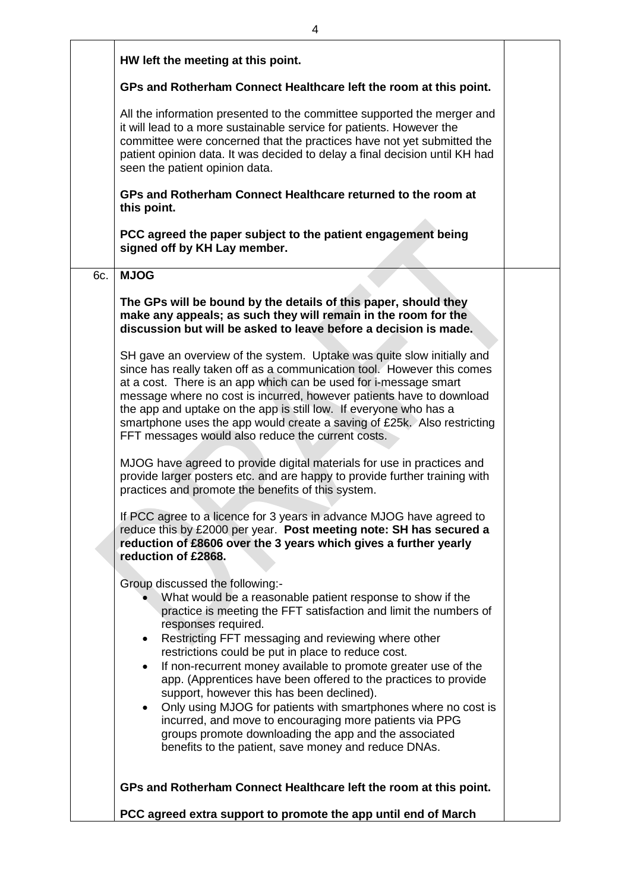|  |  |  |
|---|---|---|
|  | **HW left the meeting at this point.**<br><br>**GPs and Rotherham Connect Healthcare left the room at this point.**<br><br>All the information presented to the committee supported the merger and it will lead to a more sustainable service for patients. However the committee were concerned that the practices have not yet submitted the patient opinion data. It was decided to delay a final decision until KH had seen the patient opinion data.<br><br>**GPs and Rotherham Connect Healthcare returned to the room at this point.**<br><br>**PCC agreed the paper subject to the patient engagement being signed off by KH Lay member.** |  |
| 6c. | **MJOG**<br><br>**The GPs will be bound by the details of this paper, should they make any appeals; as such they will remain in the room for the discussion but will be asked to leave before a decision is made.**<br><br>SH gave an overview of the system. Uptake was quite slow initially and since has really taken off as a communication tool. However this comes at a cost. There is an app which can be used for i-message smart message where no cost is incurred, however patients have to download the app and uptake on the app is still low. If everyone who has a smartphone uses the app would create a saving of £25k. Also restricting FFT messages would also reduce the current costs.<br><br>MJOG have agreed to provide digital materials for use in practices and provide larger posters etc. and are happy to provide further training with practices and promote the benefits of this system.<br><br>If PCC agree to a licence for 3 years in advance MJOG have agreed to reduce this by £2000 per year. **Post meeting note: SH has secured a reduction of £8606 over the 3 years which gives a further yearly reduction of £2868.**<br><br>Group discussed the following:-<br>• What would be a reasonable patient response to show if the practice is meeting the FFT satisfaction and limit the numbers of responses required.<br>• Restricting FFT messaging and reviewing where other restrictions could be put in place to reduce cost.<br>• If non-recurrent money available to promote greater use of the app. (Apprentices have been offered to the practices to provide support, however this has been declined).<br>• Only using MJOG for patients with smartphones where no cost is incurred, and move to encouraging more patients via PPG groups promote downloading the app and the associated benefits to the patient, save money and reduce DNAs.<br><br>**GPs and Rotherham Connect Healthcare left the room at this point.**<br><br>**PCC agreed extra support to promote the app until end of March** |  |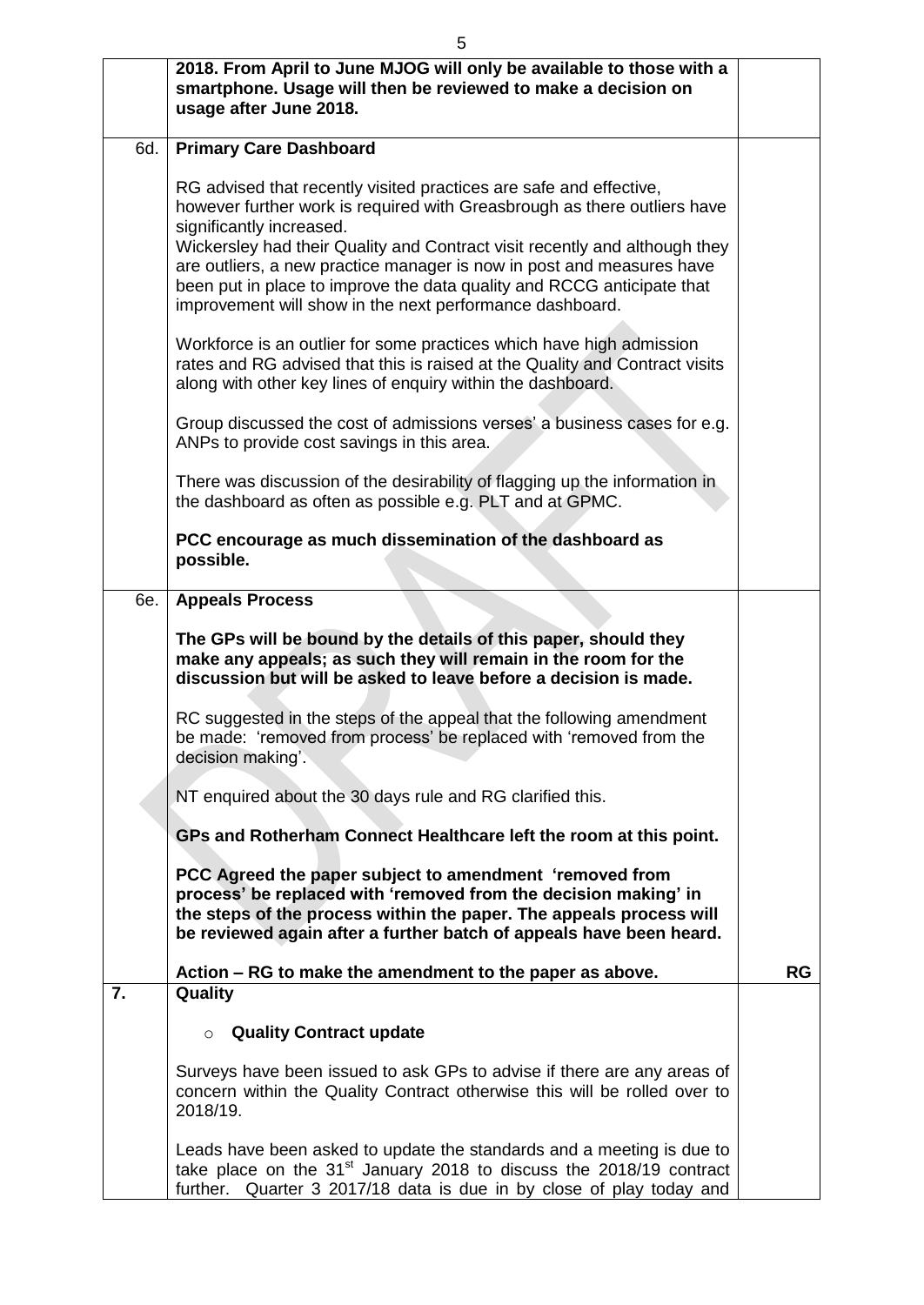| | | |
|---|---|---|
| | **2018. From April to June MJOG will only be available to those with a smartphone. Usage will then be reviewed to make a decision on usage after June 2018.** | |
| 6d. | **Primary Care Dashboard**<br><br>RG advised that recently visited practices are safe and effective, however further work is required with Greasbrough as there outliers have significantly increased.<br>Wickersley had their Quality and Contract visit recently and although they are outliers, a new practice manager is now in post and measures have been put in place to improve the data quality and RCCG anticipate that improvement will show in the next performance dashboard.<br><br>Workforce is an outlier for some practices which have high admission rates and RG advised that this is raised at the Quality and Contract visits along with other key lines of enquiry within the dashboard.<br><br>Group discussed the cost of admissions verses' a business cases for e.g. ANPs to provide cost savings in this area.<br><br>There was discussion of the desirability of flagging up the information in the dashboard as often as possible e.g. PLT and at GPMC.<br><br>**PCC encourage as much dissemination of the dashboard as possible.** | |
| 6e. | **Appeals Process**<br><br>**The GPs will be bound by the details of this paper, should they make any appeals; as such they will remain in the room for the discussion but will be asked to leave before a decision is made.**<br><br>RC suggested in the steps of the appeal that the following amendment be made: 'removed from process' be replaced with 'removed from the decision making'.<br><br>NT enquired about the 30 days rule and RG clarified this.<br><br>**GPs and Rotherham Connect Healthcare left the room at this point.**<br><br>**PCC Agreed the paper subject to amendment 'removed from process' be replaced with 'removed from the decision making' in the steps of the process within the paper. The appeals process will be reviewed again after a further batch of appeals have been heard.**<br><br>**Action – RG to make the amendment to the paper as above.** | **RG** |
| **7.** | **Quality**<br><br>- **Quality Contract update**<br><br>Surveys have been issued to ask GPs to advise if there are any areas of concern within the Quality Contract otherwise this will be rolled over to 2018/19.<br><br>Leads have been asked to update the standards and a meeting is due to take place on the 31st January 2018 to discuss the 2018/19 contract further. Quarter 3 2017/18 data is due in by close of play today and | |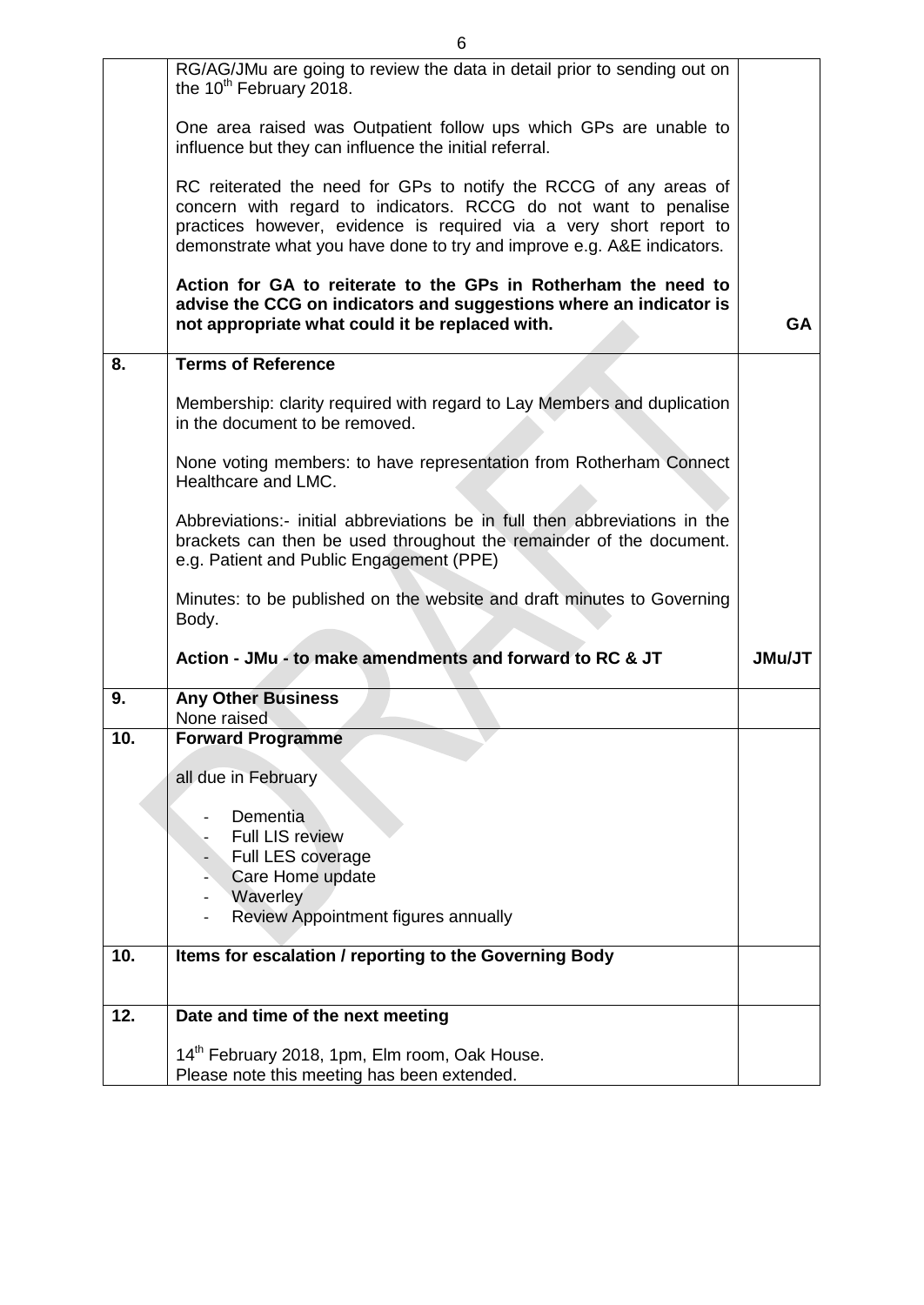| | | |
|---|---|---|
| | RG/AG/JMu are going to review the data in detail prior to sending out on the 10th February 2018.<br><br>One area raised was Outpatient follow ups which GPs are unable to influence but they can influence the initial referral.<br><br>RC reiterated the need for GPs to notify the RCCG of any areas of concern with regard to indicators. RCCG do not want to penalise practices however, evidence is required via a very short report to demonstrate what you have done to try and improve e.g. A&E indicators.<br><br>**Action for GA to reiterate to the GPs in Rotherham the need to advise the CCG on indicators and suggestions where an indicator is not appropriate what could it be replaced with.** | **GA** |
| **8.** | **Terms of Reference**<br><br>Membership: clarity required with regard to Lay Members and duplication in the document to be removed.<br><br>None voting members: to have representation from Rotherham Connect Healthcare and LMC.<br><br>Abbreviations:- initial abbreviations be in full then abbreviations in the brackets can then be used throughout the remainder of the document. e.g. Patient and Public Engagement (PPE)<br><br>Minutes: to be published on the website and draft minutes to Governing Body.<br><br>**Action - JMu - to make amendments and forward to RC & JT** | **JMu/JT** |
| **9.** | **Any Other Business**<br>None raised | |
| **10.** | **Forward Programme**<br><br>all due in February<br><br>- Dementia<br>- Full LIS review<br>- Full LES coverage<br>- Care Home update<br>- Waverley<br>- Review Appointment figures annually | |
| **10.** | **Items for escalation / reporting to the Governing Body** | |
| **12.** | **Date and time of the next meeting**<br><br>14th February 2018, 1pm, Elm room, Oak House.<br>Please note this meeting has been extended. | |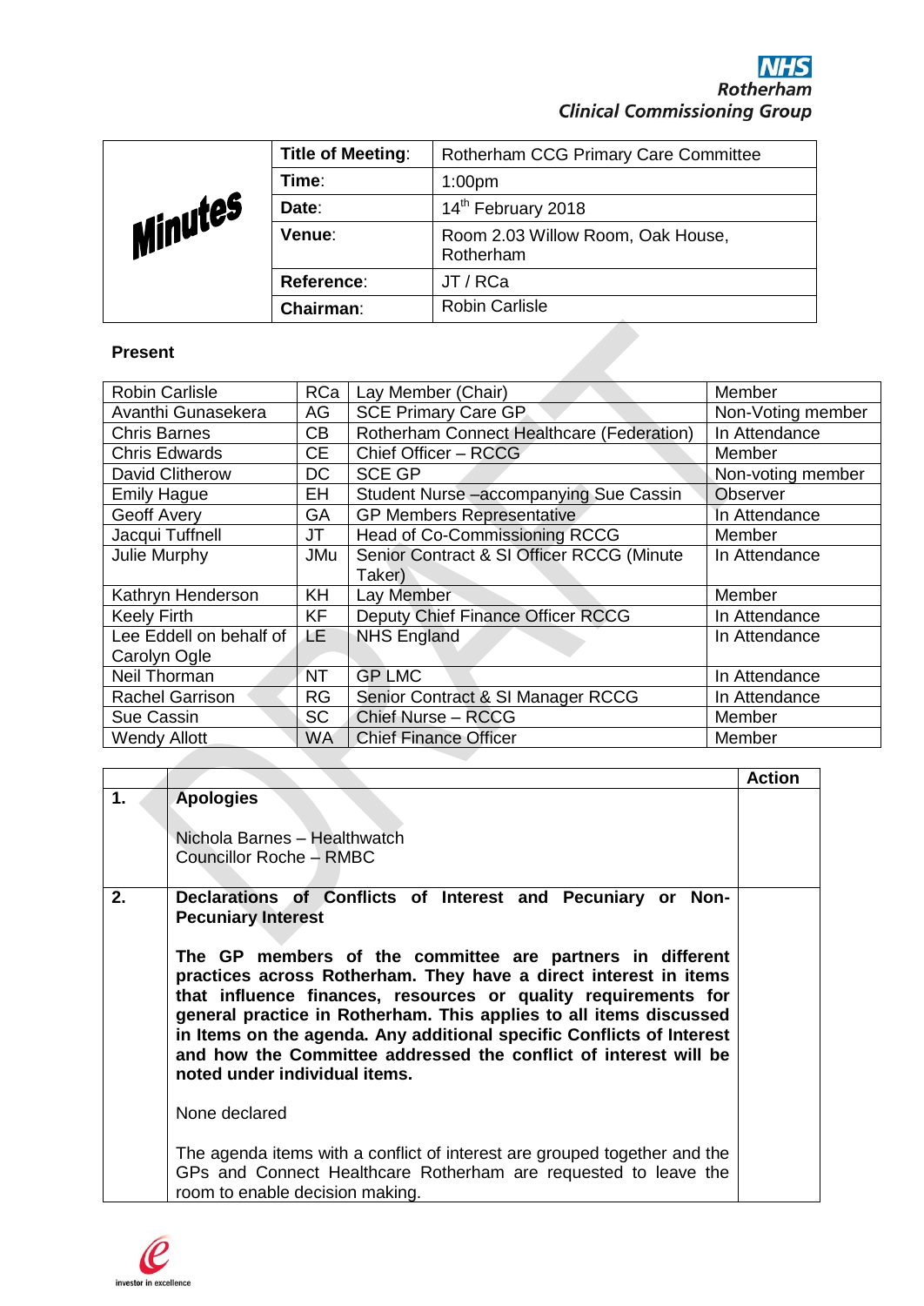**NHS Rotherham Clinical Commissioning Group**

| Minutes | | |
|---|---|---|
| | **Title of Meeting**: | Rotherham CCG Primary Care Committee |
| | **Time**: | 1:00pm |
| | **Date**: | 14th February 2018 |
| | **Venue**: | Room 2.03 Willow Room, Oak House, Rotherham |
| | **Reference**: | JT / RCa |
| | **Chairman**: | Robin Carlisle |

**Present**

| Name | Initials | Role | Status |
|---|---|---|---|
| Robin Carlisle | RCa | Lay Member (Chair) | Member |
| Avanthi Gunasekera | AG | SCE Primary Care GP | Non-Voting member |
| Chris Barnes | CB | Rotherham Connect Healthcare (Federation) | In Attendance |
| Chris Edwards | CE | Chief Officer – RCCG | Member |
| David Clitherow | DC | SCE GP | Non-voting member |
| Emily Hague | EH | Student Nurse –accompanying Sue Cassin | Observer |
| Geoff Avery | GA | GP Members Representative | In Attendance |
| Jacqui Tuffnell | JT | Head of Co-Commissioning RCCG | Member |
| Julie Murphy | JMu | Senior Contract & SI Officer RCCG (Minute Taker) | In Attendance |
| Kathryn Henderson | KH | Lay Member | Member |
| Keely Firth | KF | Deputy Chief Finance Officer RCCG | In Attendance |
| Lee Eddell on behalf of Carolyn Ogle | LE | NHS England | In Attendance |
| Neil Thorman | NT | GP LMC | In Attendance |
| Rachel Garrison | RG | Senior Contract & SI Manager RCCG | In Attendance |
| Sue Cassin | SC | Chief Nurse – RCCG | Member |
| Wendy Allott | WA | Chief Finance Officer | Member |

| | | Action |
|---|---|---|
| **1.** | **Apologies**<br><br>Nichola Barnes – Healthwatch<br>Councillor Roche – RMBC | |
| **2.** | **Declarations of Conflicts of Interest and Pecuniary or Non-Pecuniary Interest**<br><br>**The GP members of the committee are partners in different practices across Rotherham. They have a direct interest in items that influence finances, resources or quality requirements for general practice in Rotherham. This applies to all items discussed in Items on the agenda. Any additional specific Conflicts of Interest and how the Committee addressed the conflict of interest will be noted under individual items.**<br><br>None declared<br><br>The agenda items with a conflict of interest are grouped together and the GPs and Connect Healthcare Rotherham are requested to leave the room to enable decision making. | |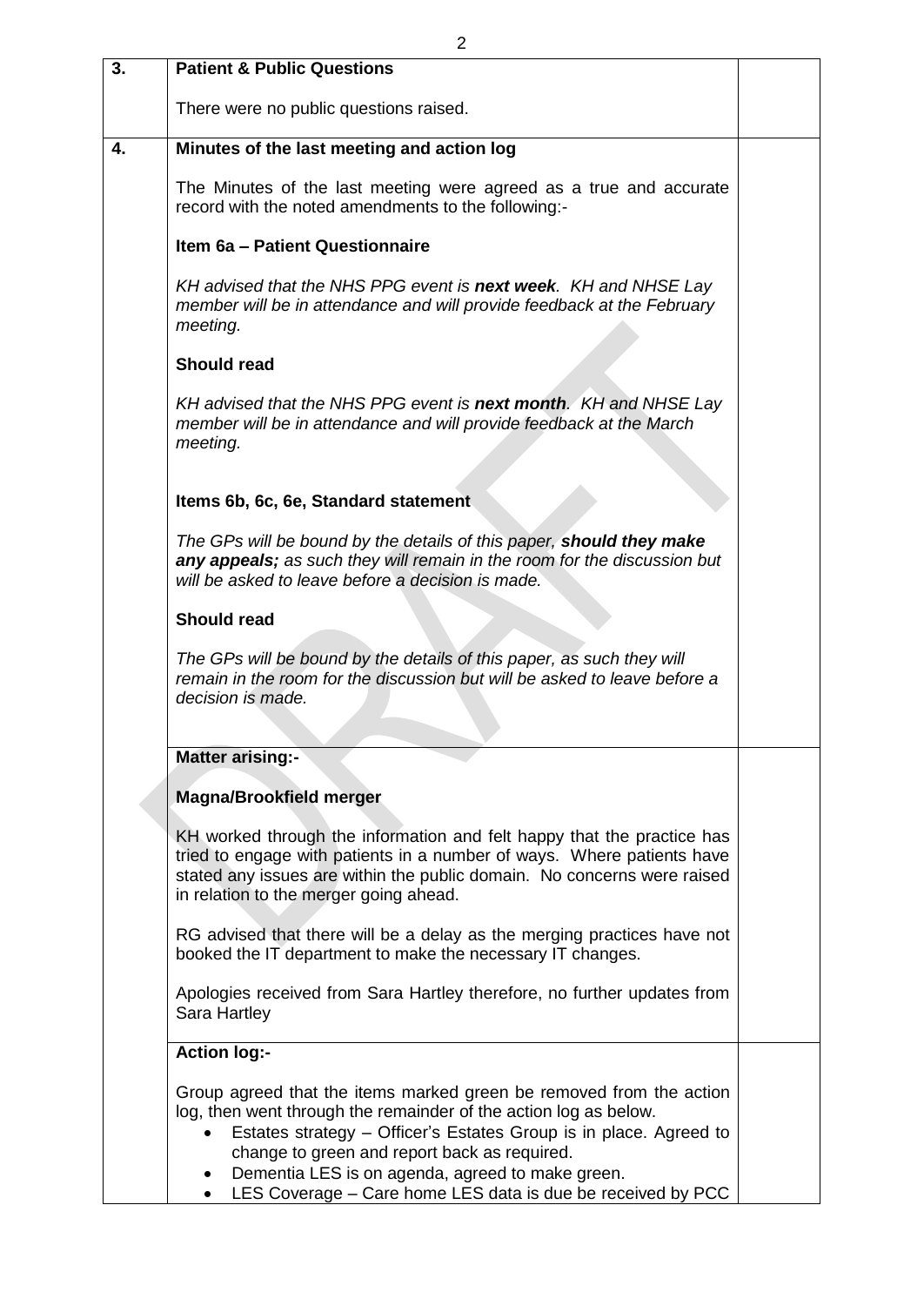| | | |
|---|---|---|
| **3.** | **Patient & Public Questions**<br><br>There were no public questions raised. | |
| **4.** | **Minutes of the last meeting and action log**<br><br>The Minutes of the last meeting were agreed as a true and accurate record with the noted amendments to the following:-<br><br>**Item 6a – Patient Questionnaire**<br><br>*KH advised that the NHS PPG event is **next week**. KH and NHSE Lay member will be in attendance and will provide feedback at the February meeting.*<br><br>**Should read**<br><br>*KH advised that the NHS PPG event is **next month**. KH and NHSE Lay member will be in attendance and will provide feedback at the March meeting.*<br><br>**Items 6b, 6c, 6e, Standard statement**<br><br>*The GPs will be bound by the details of this paper, **should they make any appeals;** as such they will remain in the room for the discussion but will be asked to leave before a decision is made.*<br><br>**Should read**<br><br>*The GPs will be bound by the details of this paper, as such they will remain in the room for the discussion but will be asked to leave before a decision is made.* | |
| | **Matter arising:-**<br><br>**Magna/Brookfield merger**<br><br>KH worked through the information and felt happy that the practice has tried to engage with patients in a number of ways. Where patients have stated any issues are within the public domain. No concerns were raised in relation to the merger going ahead.<br><br>RG advised that there will be a delay as the merging practices have not booked the IT department to make the necessary IT changes.<br><br>Apologies received from Sara Hartley therefore, no further updates from Sara Hartley | |
| | **Action log:-**<br><br>Group agreed that the items marked green be removed from the action log, then went through the remainder of the action log as below.<br>• Estates strategy – Officer's Estates Group is in place. Agreed to change to green and report back as required.<br>• Dementia LES is on agenda, agreed to make green.<br>• LES Coverage – Care home LES data is due be received by PCC | |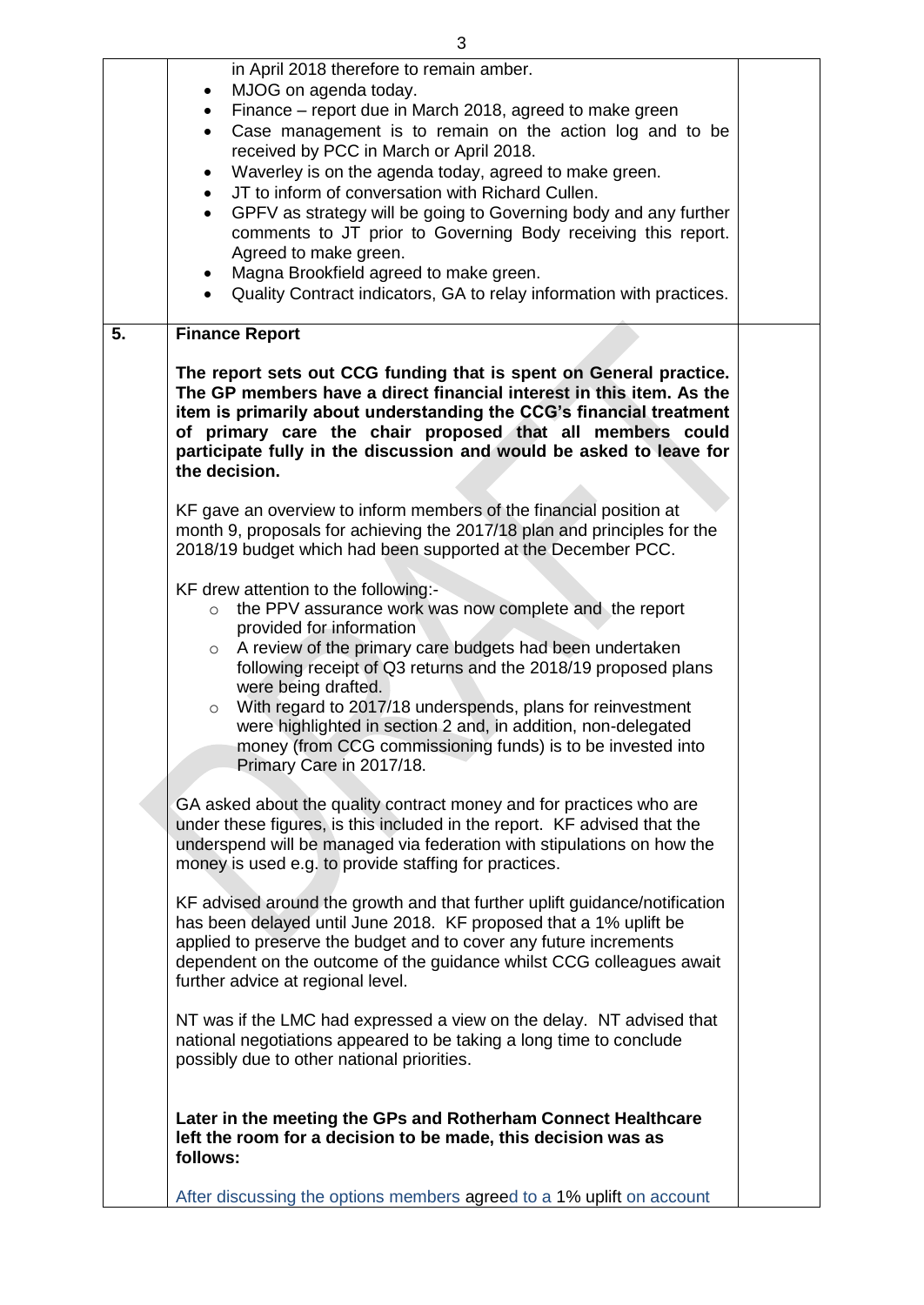| | | |
|---|---|---|
| | in April 2018 therefore to remain amber.<br>• MJOG on agenda today.<br>• Finance – report due in March 2018, agreed to make green<br>• Case management is to remain on the action log and to be received by PCC in March or April 2018.<br>• Waverley is on the agenda today, agreed to make green.<br>• JT to inform of conversation with Richard Cullen.<br>• GPFV as strategy will be going to Governing body and any further comments to JT prior to Governing Body receiving this report. Agreed to make green.<br>• Magna Brookfield agreed to make green.<br>• Quality Contract indicators, GA to relay information with practices. | |
| **5.** | **Finance Report**<br><br>**The report sets out CCG funding that is spent on General practice. The GP members have a direct financial interest in this item. As the item is primarily about understanding the CCG's financial treatment of primary care the chair proposed that all members could participate fully in the discussion and would be asked to leave for the decision.**<br><br>KF gave an overview to inform members of the financial position at month 9, proposals for achieving the 2017/18 plan and principles for the 2018/19 budget which had been supported at the December PCC.<br><br>KF drew attention to the following:-<br>○ the PPV assurance work was now complete and the report provided for information<br>○ A review of the primary care budgets had been undertaken following receipt of Q3 returns and the 2018/19 proposed plans were being drafted.<br>○ With regard to 2017/18 underspends, plans for reinvestment were highlighted in section 2 and, in addition, non-delegated money (from CCG commissioning funds) is to be invested into Primary Care in 2017/18.<br><br>GA asked about the quality contract money and for practices who are under these figures, is this included in the report. KF advised that the underspend will be managed via federation with stipulations on how the money is used e.g. to provide staffing for practices.<br><br>KF advised around the growth and that further uplift guidance/notification has been delayed until June 2018. KF proposed that a 1% uplift be applied to preserve the budget and to cover any future increments dependent on the outcome of the guidance whilst CCG colleagues await further advice at regional level.<br><br>NT was if the LMC had expressed a view on the delay. NT advised that national negotiations appeared to be taking a long time to conclude possibly due to other national priorities.<br><br>**Later in the meeting the GPs and Rotherham Connect Healthcare left the room for a decision to be made, this decision was as follows:**<br><br>After discussing the options members agreed to a 1% uplift on account | |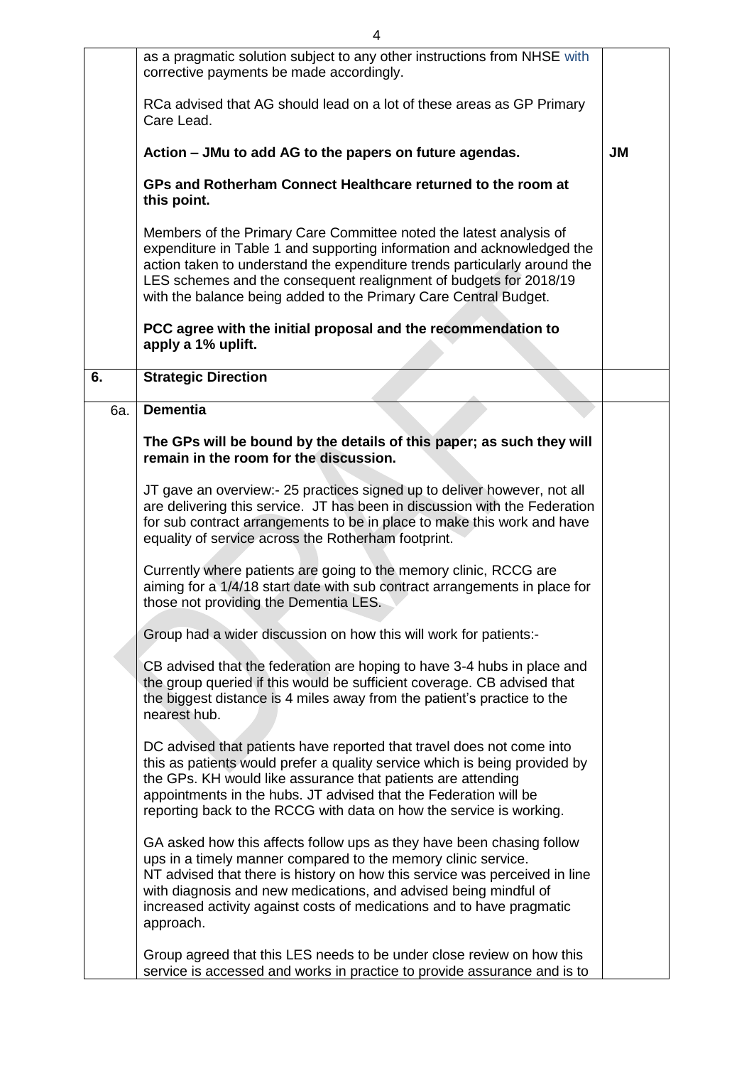|  |  |  |
|---|---|---|
|  | as a pragmatic solution subject to any other instructions from NHSE with corrective payments be made accordingly.<br><br>RCa advised that AG should lead on a lot of these areas as GP Primary Care Lead.<br><br>**Action – JMu to add AG to the papers on future agendas.**<br><br>**GPs and Rotherham Connect Healthcare returned to the room at this point.**<br><br>Members of the Primary Care Committee noted the latest analysis of expenditure in Table 1 and supporting information and acknowledged the action taken to understand the expenditure trends particularly around the LES schemes and the consequent realignment of budgets for 2018/19 with the balance being added to the Primary Care Central Budget.<br><br>**PCC agree with the initial proposal and the recommendation to apply a 1% uplift.** | **JM** |
| **6.** | **Strategic Direction** |  |
| 6a. | **Dementia**<br><br>**The GPs will be bound by the details of this paper; as such they will remain in the room for the discussion.**<br><br>JT gave an overview:- 25 practices signed up to deliver however, not all are delivering this service. JT has been in discussion with the Federation for sub contract arrangements to be in place to make this work and have equality of service across the Rotherham footprint.<br><br>Currently where patients are going to the memory clinic, RCCG are aiming for a 1/4/18 start date with sub contract arrangements in place for those not providing the Dementia LES.<br><br>Group had a wider discussion on how this will work for patients:-<br><br>CB advised that the federation are hoping to have 3-4 hubs in place and the group queried if this would be sufficient coverage. CB advised that the biggest distance is 4 miles away from the patient's practice to the nearest hub.<br><br>DC advised that patients have reported that travel does not come into this as patients would prefer a quality service which is being provided by the GPs. KH would like assurance that patients are attending appointments in the hubs. JT advised that the Federation will be reporting back to the RCCG with data on how the service is working.<br><br>GA asked how this affects follow ups as they have been chasing follow ups in a timely manner compared to the memory clinic service.<br>NT advised that there is history on how this service was perceived in line with diagnosis and new medications, and advised being mindful of increased activity against costs of medications and to have pragmatic approach.<br><br>Group agreed that this LES needs to be under close review on how this service is accessed and works in practice to provide assurance and is to |  |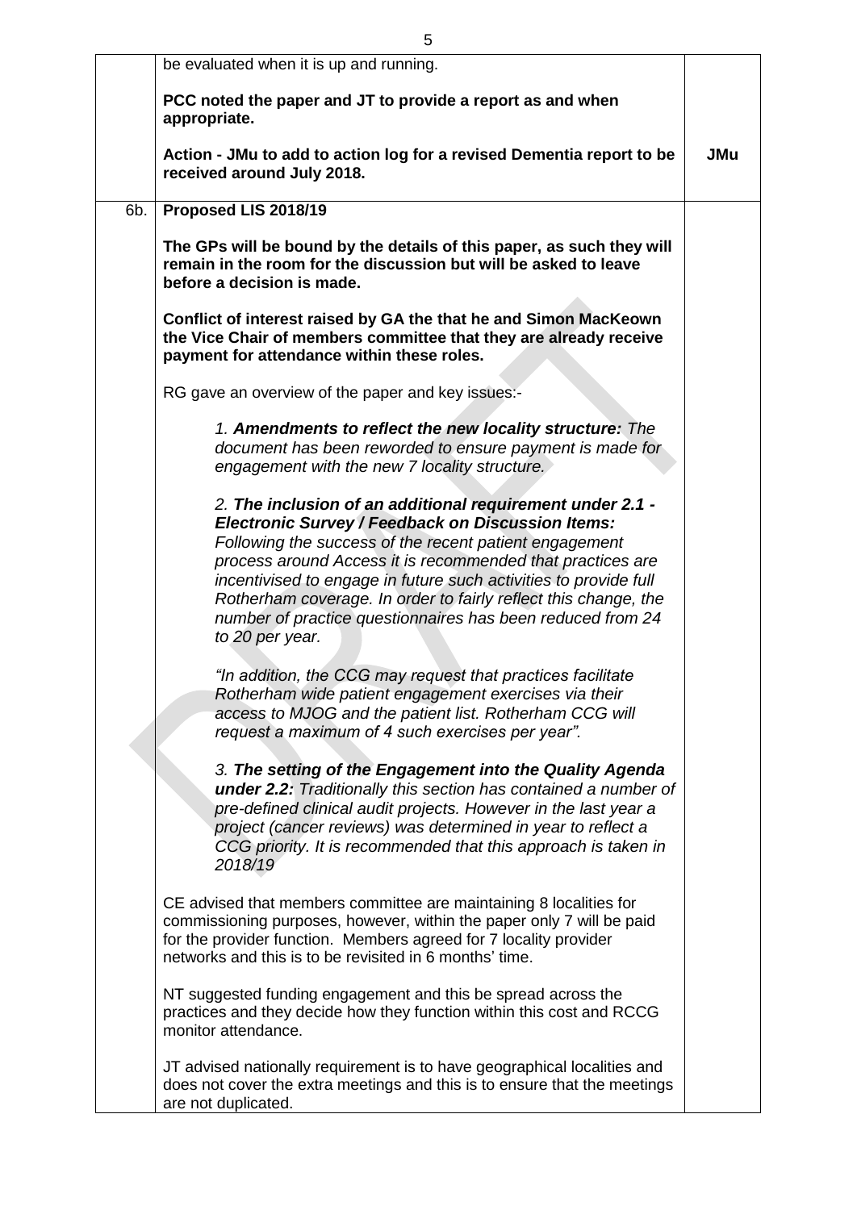| | | |
|---|---|---|
| | be evaluated when it is up and running.<br><br>**PCC noted the paper and JT to provide a report as and when appropriate.**<br><br>**Action - JMu to add to action log for a revised Dementia report to be received around July 2018.** | **JMu** |
| 6b. | **Proposed LIS 2018/19**<br><br>**The GPs will be bound by the details of this paper, as such they will remain in the room for the discussion but will be asked to leave before a decision is made.**<br><br>**Conflict of interest raised by GA the that he and Simon MacKeown the Vice Chair of members committee that they are already receive payment for attendance within these roles.**<br><br>RG gave an overview of the paper and key issues:-<br><br>*1.* ***Amendments to reflect the new locality structure:*** *The document has been reworded to ensure payment is made for engagement with the new 7 locality structure.*<br><br>*2.* ***The inclusion of an additional requirement under 2.1 - Electronic Survey / Feedback on Discussion Items:*** *Following the success of the recent patient engagement process around Access it is recommended that practices are incentivised to engage in future such activities to provide full Rotherham coverage. In order to fairly reflect this change, the number of practice questionnaires has been reduced from 24 to 20 per year.*<br><br>*"In addition, the CCG may request that practices facilitate Rotherham wide patient engagement exercises via their access to MJOG and the patient list. Rotherham CCG will request a maximum of 4 such exercises per year".*<br><br>*3.* ***The setting of the Engagement into the Quality Agenda under 2.2:*** *Traditionally this section has contained a number of pre-defined clinical audit projects. However in the last year a project (cancer reviews) was determined in year to reflect a CCG priority. It is recommended that this approach is taken in 2018/19*<br><br>CE advised that members committee are maintaining 8 localities for commissioning purposes, however, within the paper only 7 will be paid for the provider function. Members agreed for 7 locality provider networks and this is to be revisited in 6 months' time.<br><br>NT suggested funding engagement and this be spread across the practices and they decide how they function within this cost and RCCG monitor attendance.<br><br>JT advised nationally requirement is to have geographical localities and does not cover the extra meetings and this is to ensure that the meetings are not duplicated. | |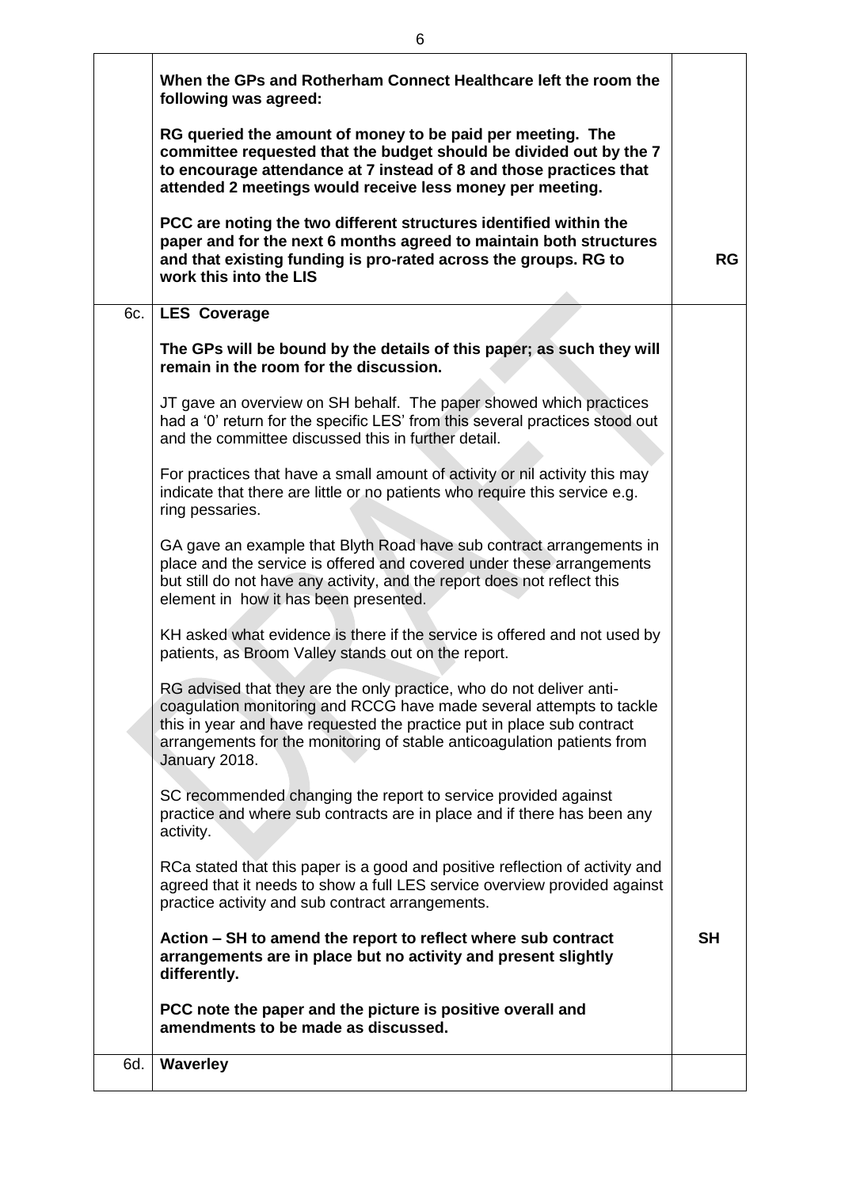| | | |
|---|---|---|
| | **When the GPs and Rotherham Connect Healthcare left the room the following was agreed:**<br><br>**RG queried the amount of money to be paid per meeting. The committee requested that the budget should be divided out by the 7 to encourage attendance at 7 instead of 8 and those practices that attended 2 meetings would receive less money per meeting.**<br><br>**PCC are noting the two different structures identified within the paper and for the next 6 months agreed to maintain both structures and that existing funding is pro-rated across the groups. RG to work this into the LIS** | **RG** |
| 6c. | **LES Coverage**<br><br>**The GPs will be bound by the details of this paper; as such they will remain in the room for the discussion.**<br><br>JT gave an overview on SH behalf. The paper showed which practices had a '0' return for the specific LES' from this several practices stood out and the committee discussed this in further detail.<br><br>For practices that have a small amount of activity or nil activity this may indicate that there are little or no patients who require this service e.g. ring pessaries.<br><br>GA gave an example that Blyth Road have sub contract arrangements in place and the service is offered and covered under these arrangements but still do not have any activity, and the report does not reflect this element in how it has been presented.<br><br>KH asked what evidence is there if the service is offered and not used by patients, as Broom Valley stands out on the report.<br><br>RG advised that they are the only practice, who do not deliver anti-coagulation monitoring and RCCG have made several attempts to tackle this in year and have requested the practice put in place sub contract arrangements for the monitoring of stable anticoagulation patients from January 2018.<br><br>SC recommended changing the report to service provided against practice and where sub contracts are in place and if there has been any activity.<br><br>RCa stated that this paper is a good and positive reflection of activity and agreed that it needs to show a full LES service overview provided against practice activity and sub contract arrangements.<br><br>**Action – SH to amend the report to reflect where sub contract arrangements are in place but no activity and present slightly differently.**<br><br>**PCC note the paper and the picture is positive overall and amendments to be made as discussed.** | **SH** |
| 6d. | **Waverley** | |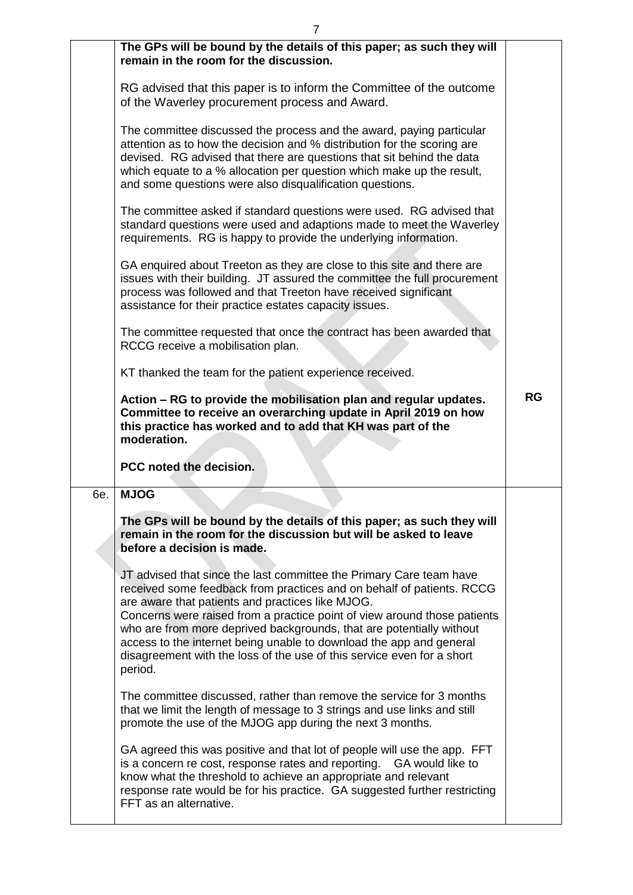| | | |
|---|---|---|
| | **The GPs will be bound by the details of this paper; as such they will remain in the room for the discussion.**<br><br>RG advised that this paper is to inform the Committee of the outcome of the Waverley procurement process and Award.<br><br>The committee discussed the process and the award, paying particular attention as to how the decision and % distribution for the scoring are devised. RG advised that there are questions that sit behind the data which equate to a % allocation per question which make up the result, and some questions were also disqualification questions.<br><br>The committee asked if standard questions were used. RG advised that standard questions were used and adaptions made to meet the Waverley requirements. RG is happy to provide the underlying information.<br><br>GA enquired about Treeton as they are close to this site and there are issues with their building. JT assured the committee the full procurement process was followed and that Treeton have received significant assistance for their practice estates capacity issues.<br><br>The committee requested that once the contract has been awarded that RCCG receive a mobilisation plan.<br><br>KT thanked the team for the patient experience received.<br><br>**Action – RG to provide the mobilisation plan and regular updates. Committee to receive an overarching update in April 2019 on how this practice has worked and to add that KH was part of the moderation.**<br><br>**PCC noted the decision.** | **RG** |
| 6e. | **MJOG**<br><br>**The GPs will be bound by the details of this paper; as such they will remain in the room for the discussion but will be asked to leave before a decision is made.**<br><br>JT advised that since the last committee the Primary Care team have received some feedback from practices and on behalf of patients. RCCG are aware that patients and practices like MJOG.<br>Concerns were raised from a practice point of view around those patients who are from more deprived backgrounds, that are potentially without access to the internet being unable to download the app and general disagreement with the loss of the use of this service even for a short period.<br><br>The committee discussed, rather than remove the service for 3 months that we limit the length of message to 3 strings and use links and still promote the use of the MJOG app during the next 3 months.<br><br>GA agreed this was positive and that lot of people will use the app. FFT is a concern re cost, response rates and reporting. GA would like to know what the threshold to achieve an appropriate and relevant response rate would be for his practice. GA suggested further restricting FFT as an alternative. | |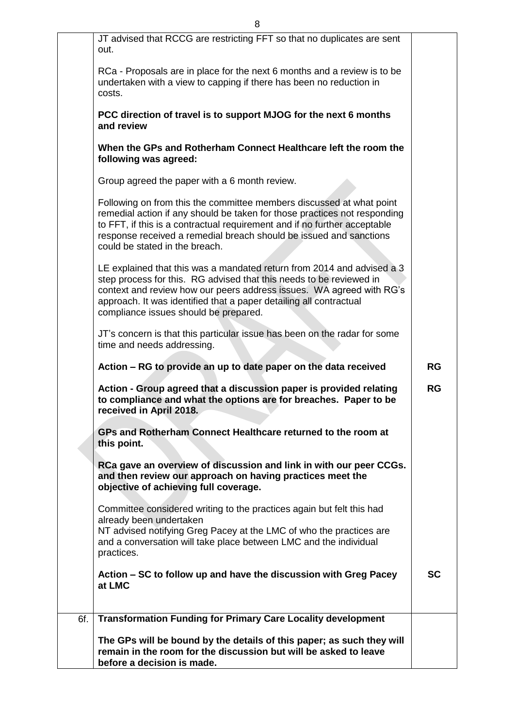| | | |
|---|---|---|
| | JT advised that RCCG are restricting FFT so that no duplicates are sent out.<br><br>RCa - Proposals are in place for the next 6 months and a review is to be undertaken with a view to capping if there has been no reduction in costs.<br><br>**PCC direction of travel is to support MJOG for the next 6 months and review**<br><br>**When the GPs and Rotherham Connect Healthcare left the room the following was agreed:**<br><br>Group agreed the paper with a 6 month review.<br><br>Following on from this the committee members discussed at what point remedial action if any should be taken for those practices not responding to FFT, if this is a contractual requirement and if no further acceptable response received a remedial breach should be issued and sanctions could be stated in the breach.<br><br>LE explained that this was a mandated return from 2014 and advised a 3 step process for this. RG advised that this needs to be reviewed in context and review how our peers address issues. WA agreed with RG's approach. It was identified that a paper detailing all contractual compliance issues should be prepared.<br><br>JT's concern is that this particular issue has been on the radar for some time and needs addressing. | |
| | **Action – RG to provide an up to date paper on the data received** | **RG** |
| | **Action - Group agreed that a discussion paper is provided relating to compliance and what the options are for breaches. Paper to be received in April 2018.** | **RG** |
| | **GPs and Rotherham Connect Healthcare returned to the room at this point.**<br><br>**RCa gave an overview of discussion and link in with our peer CCGs. and then review our approach on having practices meet the objective of achieving full coverage.**<br><br>Committee considered writing to the practices again but felt this had already been undertaken<br>NT advised notifying Greg Pacey at the LMC of who the practices are and a conversation will take place between LMC and the individual practices. | |
| | **Action – SC to follow up and have the discussion with Greg Pacey at LMC** | **SC** |
| 6f. | **Transformation Funding for Primary Care Locality development**<br><br>**The GPs will be bound by the details of this paper; as such they will remain in the room for the discussion but will be asked to leave before a decision is made.** | |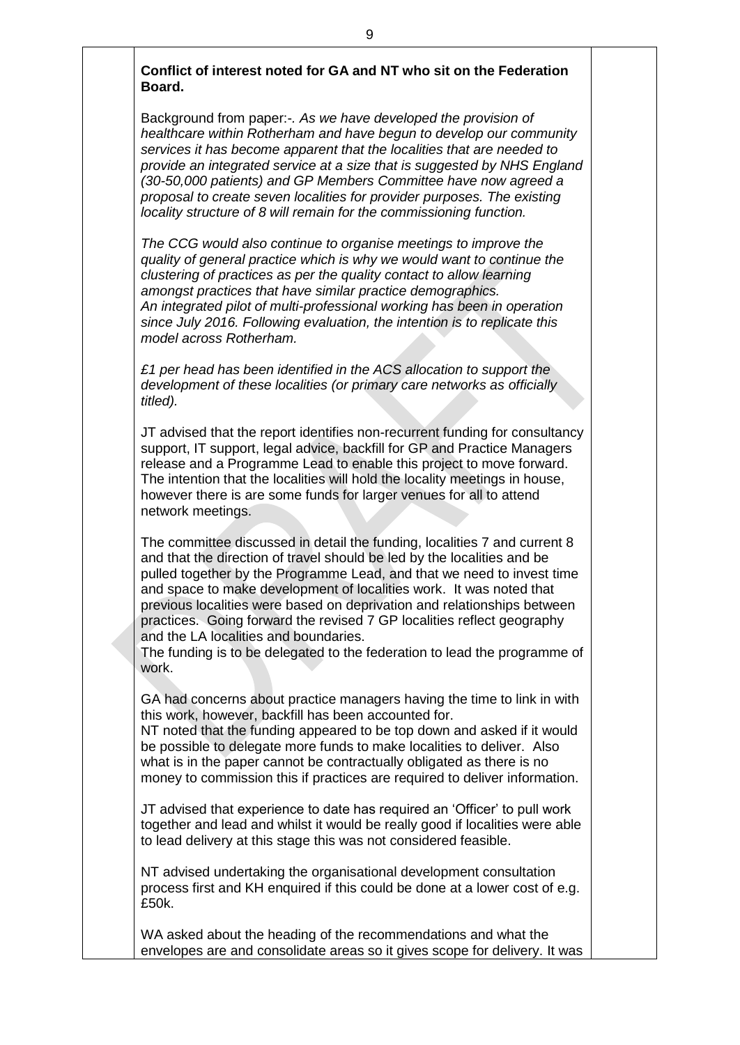**Conflict of interest noted for GA and NT who sit on the Federation Board.**

Background from paper:-. *As we have developed the provision of healthcare within Rotherham and have begun to develop our community services it has become apparent that the localities that are needed to provide an integrated service at a size that is suggested by NHS England (30-50,000 patients) and GP Members Committee have now agreed a proposal to create seven localities for provider purposes. The existing locality structure of 8 will remain for the commissioning function.*

*The CCG would also continue to organise meetings to improve the quality of general practice which is why we would want to continue the clustering of practices as per the quality contact to allow learning amongst practices that have similar practice demographics. An integrated pilot of multi-professional working has been in operation since July 2016. Following evaluation, the intention is to replicate this model across Rotherham.*

*£1 per head has been identified in the ACS allocation to support the development of these localities (or primary care networks as officially titled).*

JT advised that the report identifies non-recurrent funding for consultancy support, IT support, legal advice, backfill for GP and Practice Managers release and a Programme Lead to enable this project to move forward. The intention that the localities will hold the locality meetings in house, however there is are some funds for larger venues for all to attend network meetings.

The committee discussed in detail the funding, localities 7 and current 8 and that the direction of travel should be led by the localities and be pulled together by the Programme Lead, and that we need to invest time and space to make development of localities work. It was noted that previous localities were based on deprivation and relationships between practices. Going forward the revised 7 GP localities reflect geography and the LA localities and boundaries.
The funding is to be delegated to the federation to lead the programme of work.

GA had concerns about practice managers having the time to link in with this work, however, backfill has been accounted for.
NT noted that the funding appeared to be top down and asked if it would be possible to delegate more funds to make localities to deliver. Also what is in the paper cannot be contractually obligated as there is no money to commission this if practices are required to deliver information.

JT advised that experience to date has required an 'Officer' to pull work together and lead and whilst it would be really good if localities were able to lead delivery at this stage this was not considered feasible.

NT advised undertaking the organisational development consultation process first and KH enquired if this could be done at a lower cost of e.g. £50k.

WA asked about the heading of the recommendations and what the envelopes are and consolidate areas so it gives scope for delivery. It was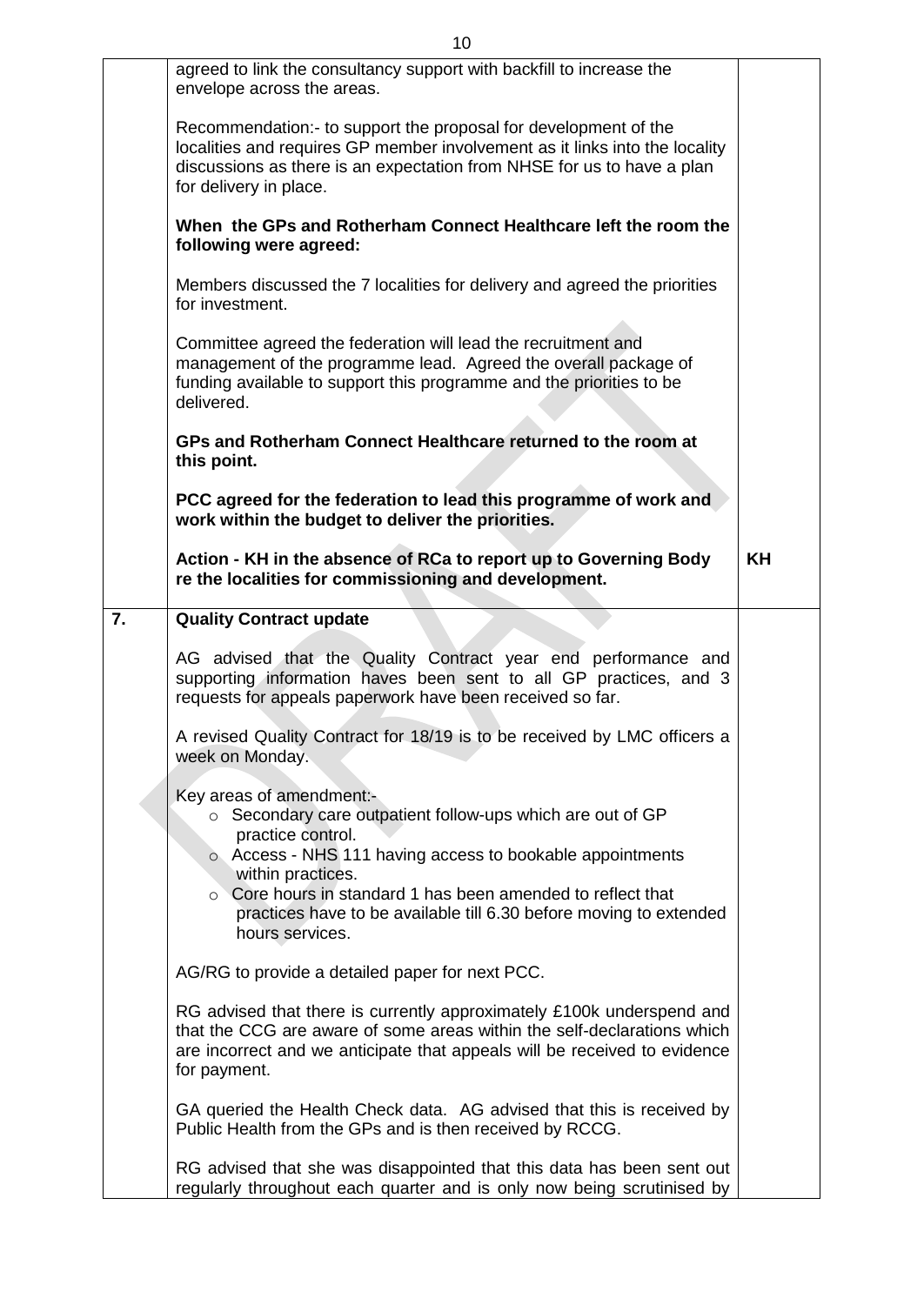| | | |
|---|---|---|
| | agreed to link the consultancy support with backfill to increase the envelope across the areas.<br><br>Recommendation:- to support the proposal for development of the localities and requires GP member involvement as it links into the locality discussions as there is an expectation from NHSE for us to have a plan for delivery in place.<br><br>**When the GPs and Rotherham Connect Healthcare left the room the following were agreed:**<br><br>Members discussed the 7 localities for delivery and agreed the priorities for investment.<br><br>Committee agreed the federation will lead the recruitment and management of the programme lead. Agreed the overall package of funding available to support this programme and the priorities to be delivered.<br><br>**GPs and Rotherham Connect Healthcare returned to the room at this point.**<br><br>**PCC agreed for the federation to lead this programme of work and work within the budget to deliver the priorities.**<br><br>**Action - KH in the absence of RCa to report up to Governing Body re the localities for commissioning and development.** | **KH** |
| **7.** | **Quality Contract update**<br><br>AG advised that the Quality Contract year end performance and supporting information haves been sent to all GP practices, and 3 requests for appeals paperwork have been received so far.<br><br>A revised Quality Contract for 18/19 is to be received by LMC officers a week on Monday.<br><br>Key areas of amendment:-<br>○ Secondary care outpatient follow-ups which are out of GP practice control.<br>○ Access - NHS 111 having access to bookable appointments within practices.<br>○ Core hours in standard 1 has been amended to reflect that practices have to be available till 6.30 before moving to extended hours services.<br><br>AG/RG to provide a detailed paper for next PCC.<br><br>RG advised that there is currently approximately £100k underspend and that the CCG are aware of some areas within the self-declarations which are incorrect and we anticipate that appeals will be received to evidence for payment.<br><br>GA queried the Health Check data. AG advised that this is received by Public Health from the GPs and is then received by RCCG.<br><br>RG advised that she was disappointed that this data has been sent out regularly throughout each quarter and is only now being scrutinised by | |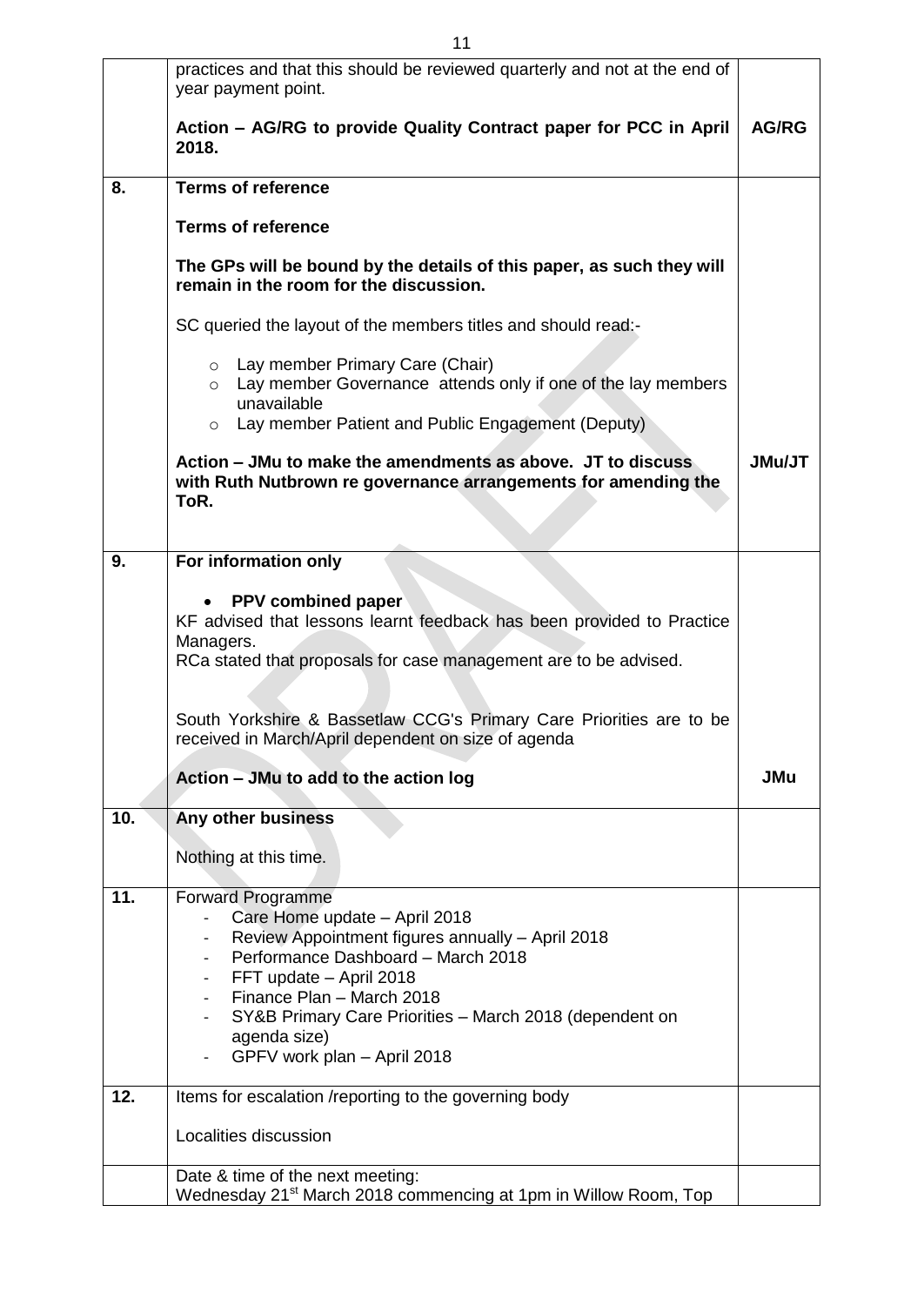| | | |
|---|---|---|
| | practices and that this should be reviewed quarterly and not at the end of year payment point.<br><br>**Action – AG/RG to provide Quality Contract paper for PCC in April 2018.** | **AG/RG** |
| **8.** | **Terms of reference**<br><br>**Terms of reference**<br><br>**The GPs will be bound by the details of this paper, as such they will remain in the room for the discussion.**<br><br>SC queried the layout of the members titles and should read:-<br><br>◦ Lay member Primary Care (Chair)<br>◦ Lay member Governance attends only if one of the lay members unavailable<br>◦ Lay member Patient and Public Engagement (Deputy)<br><br>**Action – JMu to make the amendments as above. JT to discuss with Ruth Nutbrown re governance arrangements for amending the ToR.** | **JMu/JT** |
| **9.** | **For information only**<br><br>• **PPV combined paper**<br>KF advised that lessons learnt feedback has been provided to Practice Managers.<br>RCa stated that proposals for case management are to be advised.<br><br>South Yorkshire & Bassetlaw CCG's Primary Care Priorities are to be received in March/April dependent on size of agenda<br><br>**Action – JMu to add to the action log** | **JMu** |
| **10.** | **Any other business**<br><br>Nothing at this time. | |
| **11.** | Forward Programme<br>- Care Home update – April 2018<br>- Review Appointment figures annually – April 2018<br>- Performance Dashboard – March 2018<br>- FFT update – April 2018<br>- Finance Plan – March 2018<br>- SY&B Primary Care Priorities – March 2018 (dependent on agenda size)<br>- GPFV work plan – April 2018 | |
| **12.** | Items for escalation /reporting to the governing body<br><br>Localities discussion | |
| | Date & time of the next meeting:<br>Wednesday 21st March 2018 commencing at 1pm in Willow Room, Top | |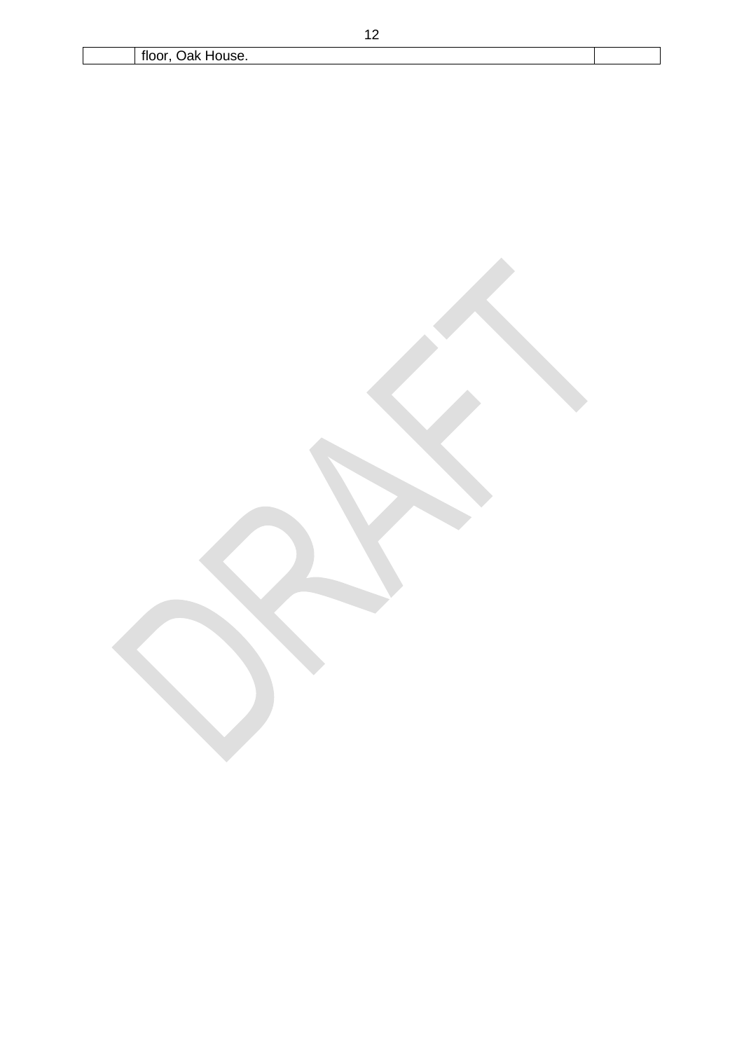| | | |
|---|---|---|
| | floor, Oak House. | |